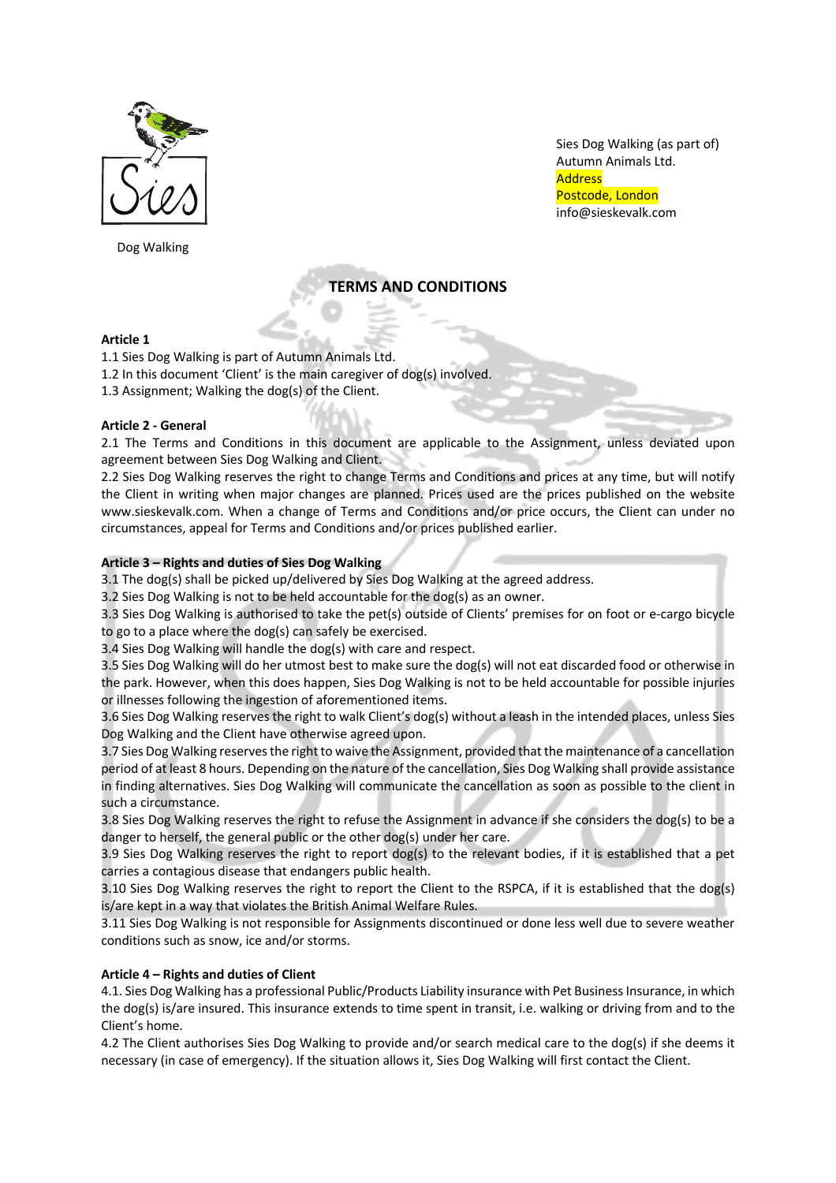Dog Walking

Sies Dog Walking (as part of)
Autumn Animals Ltd.
Address
Postcode, London
info@sieskevalk.com

# TERMS AND CONDITIONS

**Article 1**

1.1 Sies Dog Walking is part of Autumn Animals Ltd.
1.2 In this document 'Client' is the main caregiver of dog(s) involved.
1.3 Assignment; Walking the dog(s) of the Client.

**Article 2 - General**

2.1 The Terms and Conditions in this document are applicable to the Assignment, unless deviated upon agreement between Sies Dog Walking and Client.
2.2 Sies Dog Walking reserves the right to change Terms and Conditions and prices at any time, but will notify the Client in writing when major changes are planned. Prices used are the prices published on the website www.sieskevalk.com. When a change of Terms and Conditions and/or price occurs, the Client can under no circumstances, appeal for Terms and Conditions and/or prices published earlier.

**Article 3 – Rights and duties of Sies Dog Walking**

3.1 The dog(s) shall be picked up/delivered by Sies Dog Walking at the agreed address.
3.2 Sies Dog Walking is not to be held accountable for the dog(s) as an owner.
3.3 Sies Dog Walking is authorised to take the pet(s) outside of Clients' premises for on foot or e-cargo bicycle to go to a place where the dog(s) can safely be exercised.
3.4 Sies Dog Walking will handle the dog(s) with care and respect.
3.5 Sies Dog Walking will do her utmost best to make sure the dog(s) will not eat discarded food or otherwise in the park. However, when this does happen, Sies Dog Walking is not to be held accountable for possible injuries or illnesses following the ingestion of aforementioned items.
3.6 Sies Dog Walking reserves the right to walk Client's dog(s) without a leash in the intended places, unless Sies Dog Walking and the Client have otherwise agreed upon.
3.7 Sies Dog Walking reserves the right to waive the Assignment, provided that the maintenance of a cancellation period of at least 8 hours. Depending on the nature of the cancellation, Sies Dog Walking shall provide assistance in finding alternatives. Sies Dog Walking will communicate the cancellation as soon as possible to the client in such a circumstance.
3.8 Sies Dog Walking reserves the right to refuse the Assignment in advance if she considers the dog(s) to be a danger to herself, the general public or the other dog(s) under her care.
3.9 Sies Dog Walking reserves the right to report dog(s) to the relevant bodies, if it is established that a pet carries a contagious disease that endangers public health.
3.10 Sies Dog Walking reserves the right to report the Client to the RSPCA, if it is established that the dog(s) is/are kept in a way that violates the British Animal Welfare Rules.
3.11 Sies Dog Walking is not responsible for Assignments discontinued or done less well due to severe weather conditions such as snow, ice and/or storms.

**Article 4 – Rights and duties of Client**

4.1. Sies Dog Walking has a professional Public/Products Liability insurance with Pet Business Insurance, in which the dog(s) is/are insured. This insurance extends to time spent in transit, i.e. walking or driving from and to the Client's home.
4.2 The Client authorises Sies Dog Walking to provide and/or search medical care to the dog(s) if she deems it necessary (in case of emergency). If the situation allows it, Sies Dog Walking will first contact the Client.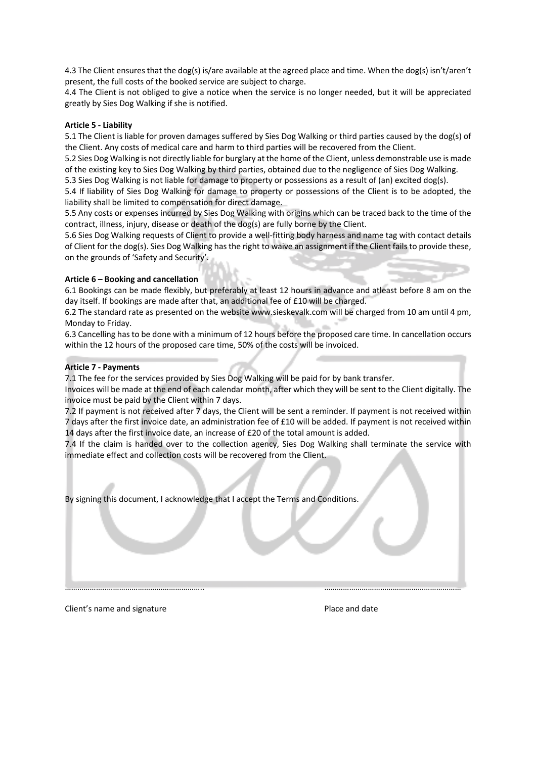4.3 The Client ensures that the dog(s) is/are available at the agreed place and time. When the dog(s) isn't/aren't present, the full costs of the booked service are subject to charge.

4.4 The Client is not obliged to give a notice when the service is no longer needed, but it will be appreciated greatly by Sies Dog Walking if she is notified.

**Article 5 - Liability**

5.1 The Client is liable for proven damages suffered by Sies Dog Walking or third parties caused by the dog(s) of the Client. Any costs of medical care and harm to third parties will be recovered from the Client.

5.2 Sies Dog Walking is not directly liable for burglary at the home of the Client, unless demonstrable use is made of the existing key to Sies Dog Walking by third parties, obtained due to the negligence of Sies Dog Walking.

5.3 Sies Dog Walking is not liable for damage to property or possessions as a result of (an) excited dog(s).

5.4 If liability of Sies Dog Walking for damage to property or possessions of the Client is to be adopted, the liability shall be limited to compensation for direct damage.

5.5 Any costs or expenses incurred by Sies Dog Walking with origins which can be traced back to the time of the contract, illness, injury, disease or death of the dog(s) are fully borne by the Client.

5.6 Sies Dog Walking requests of Client to provide a well-fitting body harness and name tag with contact details of Client for the dog(s). Sies Dog Walking has the right to waive an assignment if the Client fails to provide these, on the grounds of 'Safety and Security'.

**Article 6 – Booking and cancellation**

6.1 Bookings can be made flexibly, but preferably at least 12 hours in advance and atleast before 8 am on the day itself. If bookings are made after that, an additional fee of £10 will be charged.

6.2 The standard rate as presented on the website www.sieskevalk.com will be charged from 10 am until 4 pm, Monday to Friday.

6.3 Cancelling has to be done with a minimum of 12 hours before the proposed care time. In cancellation occurs within the 12 hours of the proposed care time, 50% of the costs will be invoiced.

**Article 7 - Payments**

7.1 The fee for the services provided by Sies Dog Walking will be paid for by bank transfer.

Invoices will be made at the end of each calendar month, after which they will be sent to the Client digitally. The invoice must be paid by the Client within 7 days.

7.2 If payment is not received after 7 days, the Client will be sent a reminder. If payment is not received within 7 days after the first invoice date, an administration fee of £10 will be added. If payment is not received within 14 days after the first invoice date, an increase of £20 of the total amount is added.

7.4 If the claim is handed over to the collection agency, Sies Dog Walking shall terminate the service with immediate effect and collection costs will be recovered from the Client.

By signing this document, I acknowledge that I accept the Terms and Conditions.

………………………………………………………… ………………………………………………………

Client's name and signature Place and date